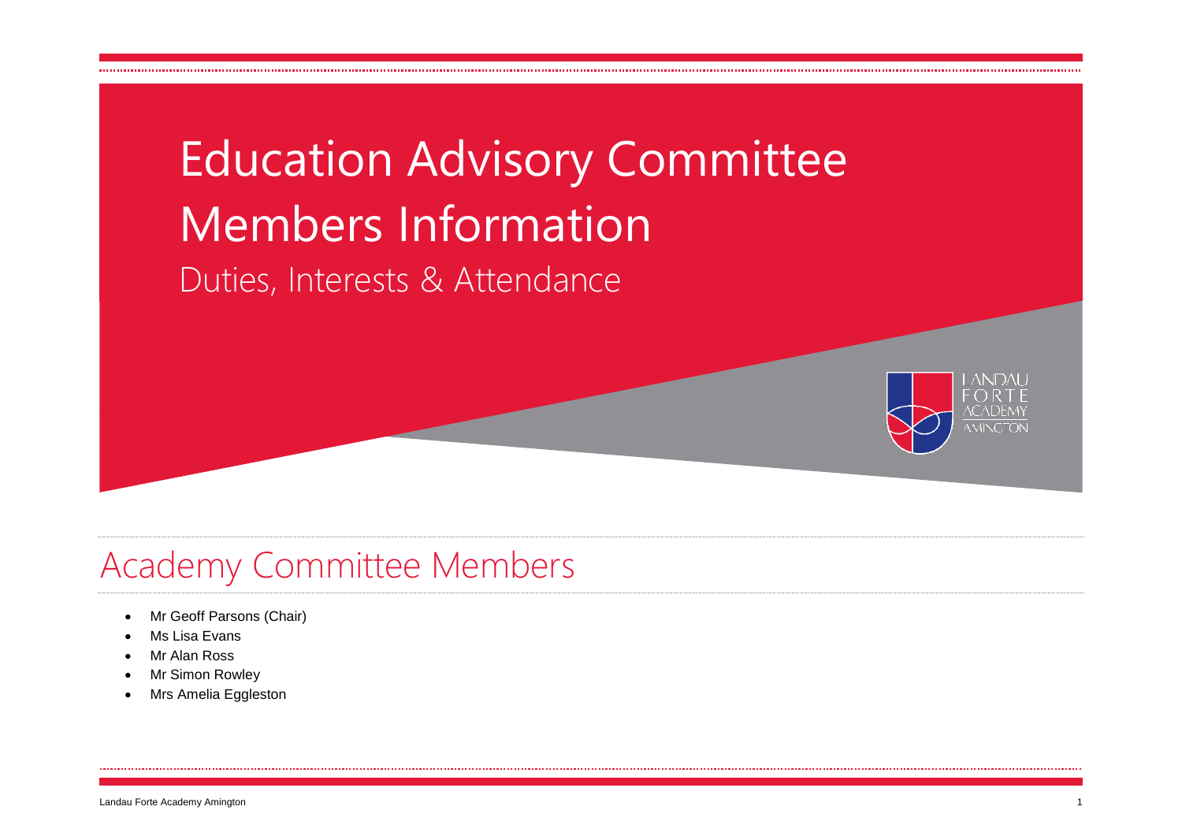# Education Advisory Committee Members Information

Duties, Interests & Attendance

## Academy Committee Members

- Mr Geoff Parsons (Chair)
- Ms Lisa Evans
- Mr Alan Ross
- Mr Simon Rowley
- Mrs Amelia Eggleston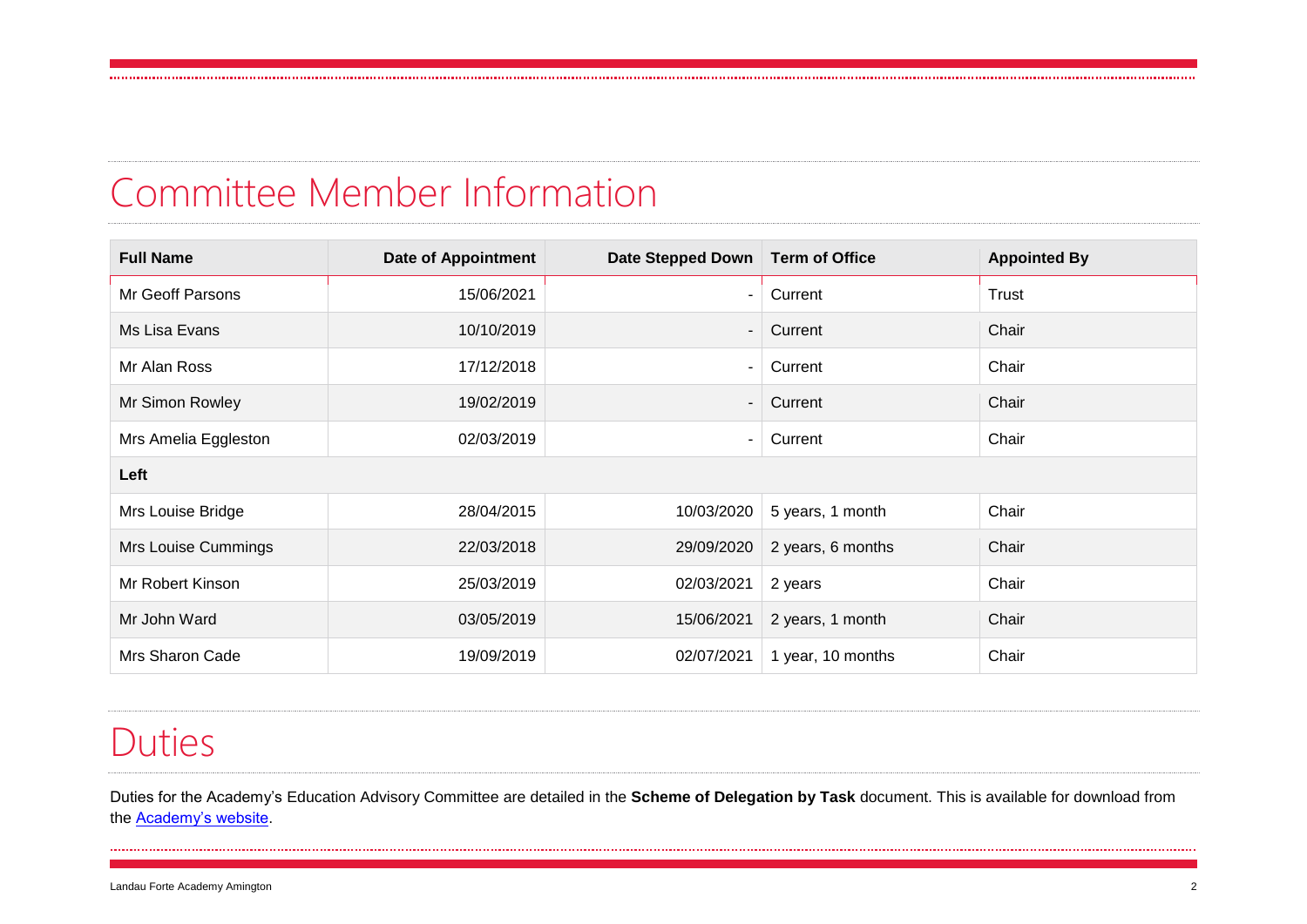## Committee Member Information

| Full Name | Date of Appointment | Date Stepped Down | Term of Office | Appointed By |
|---|---|---|---|---|
| Mr Geoff Parsons | 15/06/2021 | - | Current | Trust |
| Ms Lisa Evans | 10/10/2019 | - | Current | Chair |
| Mr Alan Ross | 17/12/2018 | - | Current | Chair |
| Mr Simon Rowley | 19/02/2019 | - | Current | Chair |
| Mrs Amelia Eggleston | 02/03/2019 | - | Current | Chair |
| **Left** | | | | |
| Mrs Louise Bridge | 28/04/2015 | 10/03/2020 | 5 years, 1 month | Chair |
| Mrs Louise Cummings | 22/03/2018 | 29/09/2020 | 2 years, 6 months | Chair |
| Mr Robert Kinson | 25/03/2019 | 02/03/2021 | 2 years | Chair |
| Mr John Ward | 03/05/2019 | 15/06/2021 | 2 years, 1 month | Chair |
| Mrs Sharon Cade | 19/09/2019 | 02/07/2021 | 1 year, 10 months | Chair |

## Duties

Duties for the Academy's Education Advisory Committee are detailed in the **Scheme of Delegation by Task** document. This is available for download from the Academy's website.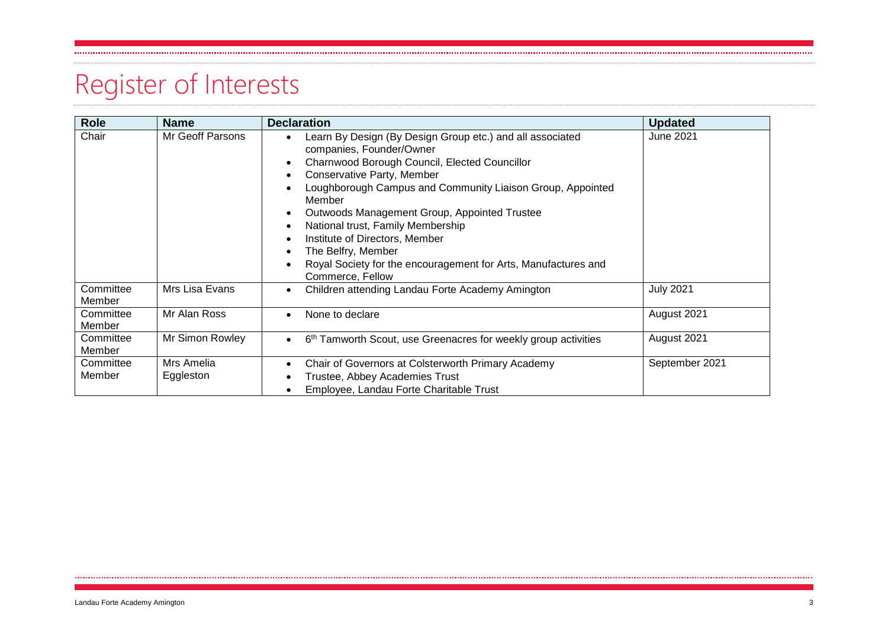# Register of Interests

| Role | Name | Declaration | Updated |
|---|---|---|---|
| Chair | Mr Geoff Parsons | • Learn By Design (By Design Group etc.) and all associated companies, Founder/Owner<br>• Charnwood Borough Council, Elected Councillor<br>• Conservative Party, Member<br>• Loughborough Campus and Community Liaison Group, Appointed Member<br>• Outwoods Management Group, Appointed Trustee<br>• National trust, Family Membership<br>• Institute of Directors, Member<br>• The Belfry, Member<br>• Royal Society for the encouragement for Arts, Manufactures and Commerce, Fellow | June 2021 |
| Committee Member | Mrs Lisa Evans | • Children attending Landau Forte Academy Amington | July 2021 |
| Committee Member | Mr Alan Ross | • None to declare | August 2021 |
| Committee Member | Mr Simon Rowley | • 6th Tamworth Scout, use Greenacres for weekly group activities | August 2021 |
| Committee Member | Mrs Amelia Eggleston | • Chair of Governors at Colsterworth Primary Academy<br>• Trustee, Abbey Academies Trust<br>• Employee, Landau Forte Charitable Trust | September 2021 |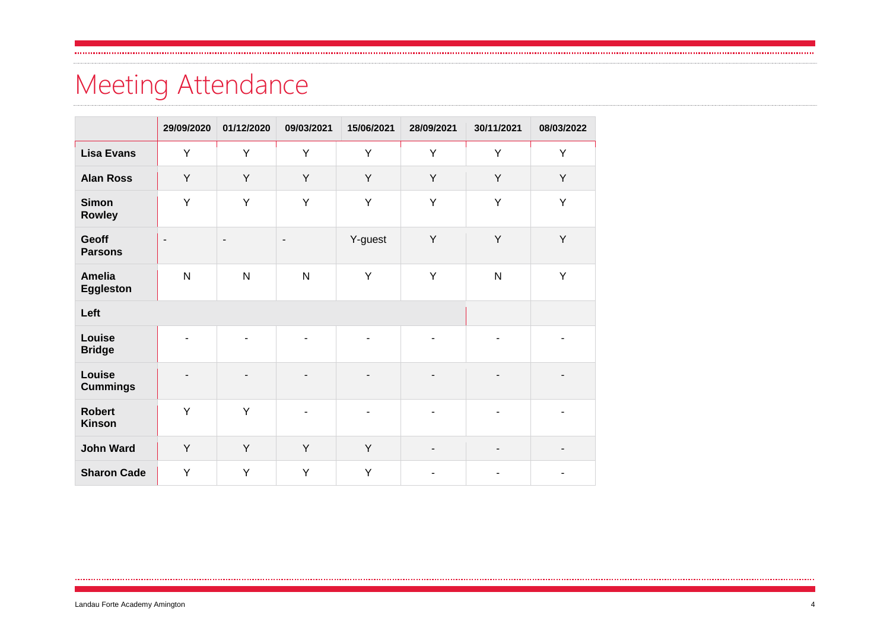# Meeting Attendance

| | 29/09/2020 | 01/12/2020 | 09/03/2021 | 15/06/2021 | 28/09/2021 | 30/11/2021 | 08/03/2022 |
|---|---|---|---|---|---|---|---|
| **Lisa Evans** | Y | Y | Y | Y | Y | Y | Y |
| **Alan Ross** | Y | Y | Y | Y | Y | Y | Y |
| **Simon Rowley** | Y | Y | Y | Y | Y | Y | Y |
| **Geoff Parsons** | - | - | - | Y-guest | Y | Y | Y |
| **Amelia Eggleston** | N | N | N | Y | Y | N | Y |
| **Left** | | | | | | | |
| **Louise Bridge** | - | - | - | - | - | - | - |
| **Louise Cummings** | - | - | - | - | - | - | - |
| **Robert Kinson** | Y | Y | - | - | - | - | - |
| **John Ward** | Y | Y | Y | Y | - | - | - |
| **Sharon Cade** | Y | Y | Y | Y | - | - | - |